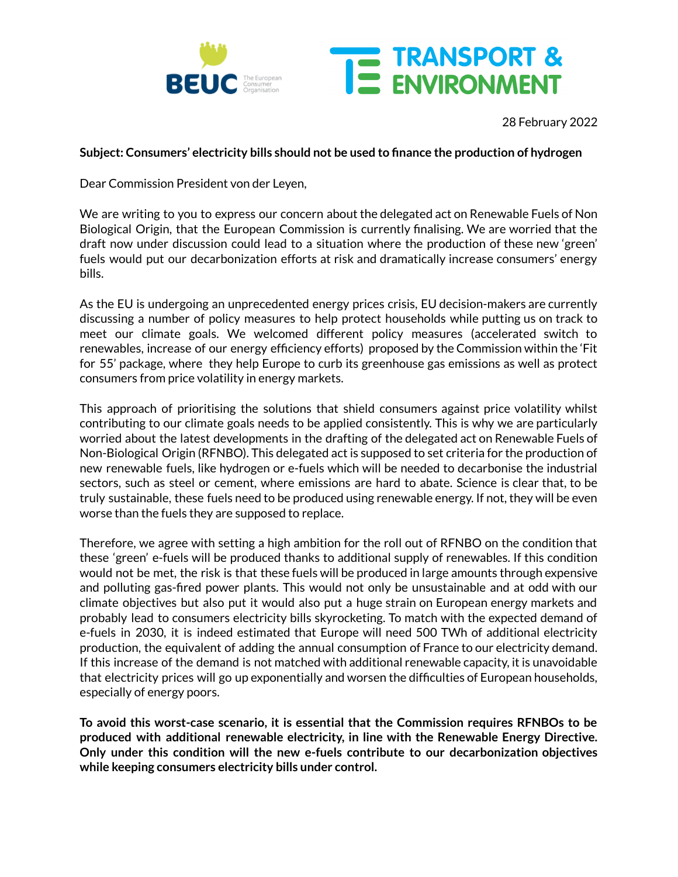28 February 2022

**Subject: Consumers' electricity bills should not be used to finance the production of hydrogen**

Dear Commission President von der Leyen,

We are writing to you to express our concern about the delegated act on Renewable Fuels of Non Biological Origin, that the European Commission is currently finalising. We are worried that the draft now under discussion could lead to a situation where the production of these new 'green' fuels would put our decarbonization efforts at risk and dramatically increase consumers' energy bills.

As the EU is undergoing an unprecedented energy prices crisis, EU decision-makers are currently discussing a number of policy measures to help protect households while putting us on track to meet our climate goals. We welcomed different policy measures (accelerated switch to renewables, increase of our energy efficiency efforts) proposed by the Commission within the 'Fit for 55' package, where they help Europe to curb its greenhouse gas emissions as well as protect consumers from price volatility in energy markets.

This approach of prioritising the solutions that shield consumers against price volatility whilst contributing to our climate goals needs to be applied consistently. This is why we are particularly worried about the latest developments in the drafting of the delegated act on Renewable Fuels of Non-Biological Origin (RFNBO). This delegated act is supposed to set criteria for the production of new renewable fuels, like hydrogen or e-fuels which will be needed to decarbonise the industrial sectors, such as steel or cement, where emissions are hard to abate. Science is clear that, to be truly sustainable, these fuels need to be produced using renewable energy. If not, they will be even worse than the fuels they are supposed to replace.

Therefore, we agree with setting a high ambition for the roll out of RFNBO on the condition that these 'green' e-fuels will be produced thanks to additional supply of renewables. If this condition would not be met, the risk is that these fuels will be produced in large amounts through expensive and polluting gas-fired power plants. This would not only be unsustainable and at odd with our climate objectives but also put it would also put a huge strain on European energy markets and probably lead to consumers electricity bills skyrocketing. To match with the expected demand of e-fuels in 2030, it is indeed estimated that Europe will need 500 TWh of additional electricity production, the equivalent of adding the annual consumption of France to our electricity demand. If this increase of the demand is not matched with additional renewable capacity, it is unavoidable that electricity prices will go up exponentially and worsen the difficulties of European households, especially of energy poors.

**To avoid this worst-case scenario, it is essential that the Commission requires RFNBOs to be produced with additional renewable electricity, in line with the Renewable Energy Directive. Only under this condition will the new e-fuels contribute to our decarbonization objectives while keeping consumers electricity bills under control.**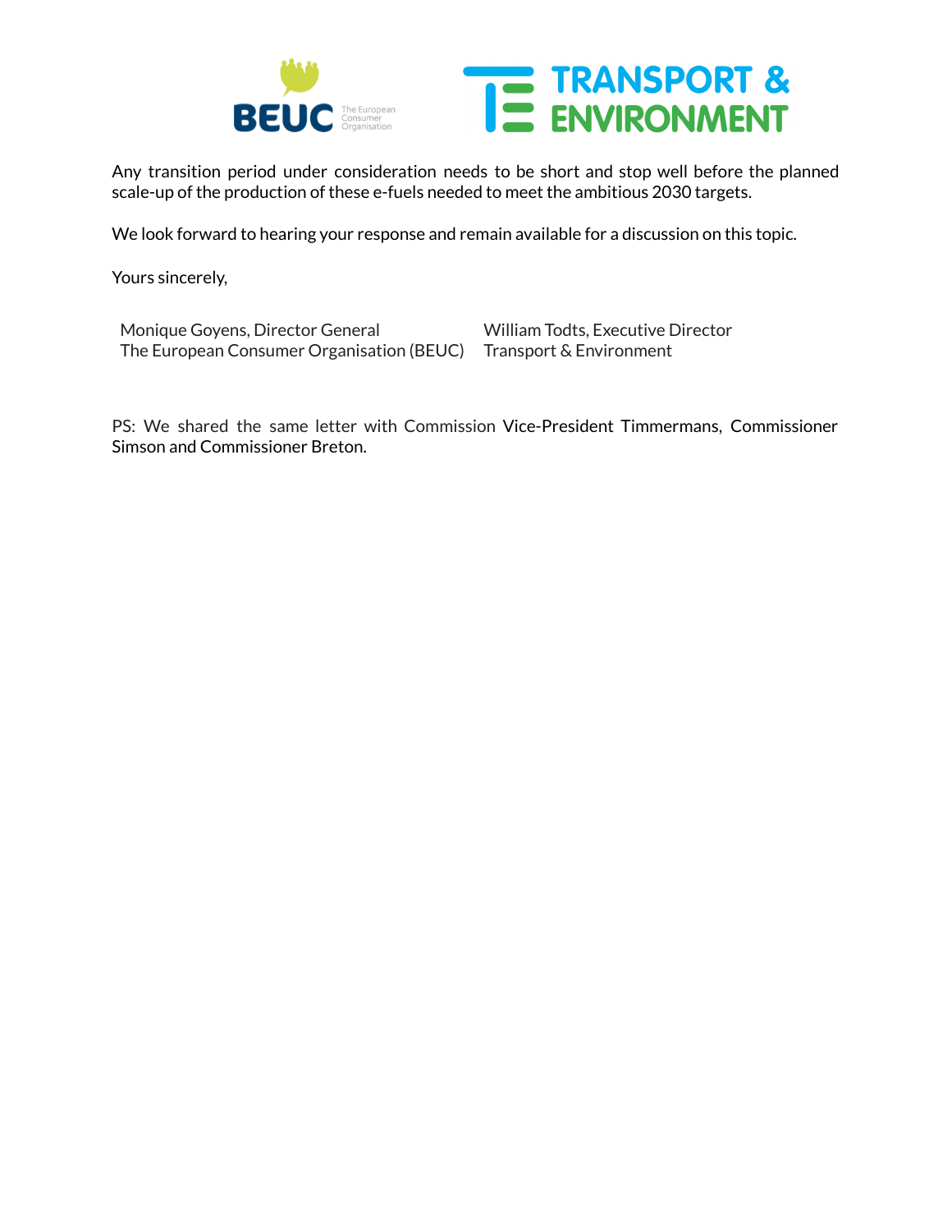Any transition period under consideration needs to be short and stop well before the planned scale-up of the production of these e-fuels needed to meet the ambitious 2030 targets.

We look forward to hearing your response and remain available for a discussion on this topic.

Yours sincerely,

| | |
|---|---|
| Monique Goyens, Director General | William Todts, Executive Director |
| The European Consumer Organisation (BEUC) | Transport & Environment |

PS: We shared the same letter with Commission Vice-President Timmermans, Commissioner Simson and Commissioner Breton.